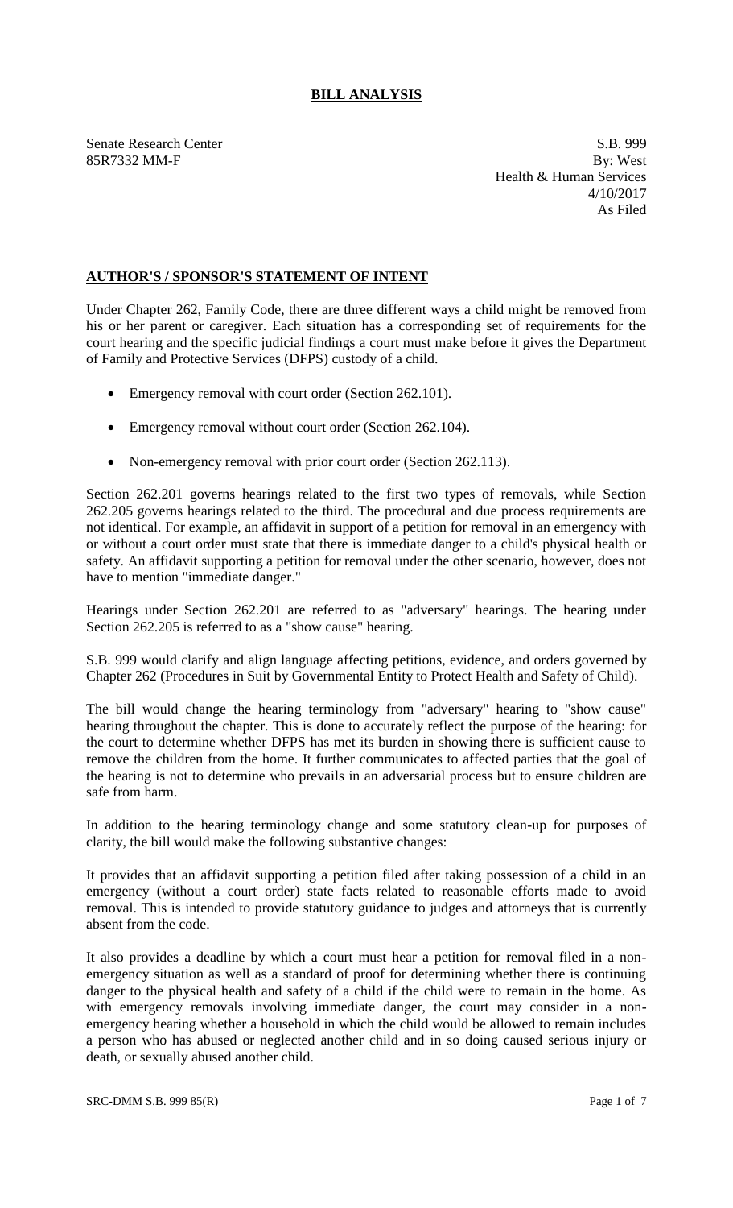# BILL ANALYSIS

Senate Research Center
85R7332 MM-F

S.B. 999
By: West
Health & Human Services
4/10/2017
As Filed

## AUTHOR'S / SPONSOR'S STATEMENT OF INTENT

Under Chapter 262, Family Code, there are three different ways a child might be removed from his or her parent or caregiver. Each situation has a corresponding set of requirements for the court hearing and the specific judicial findings a court must make before it gives the Department of Family and Protective Services (DFPS) custody of a child.

- Emergency removal with court order (Section 262.101).
- Emergency removal without court order (Section 262.104).
- Non-emergency removal with prior court order (Section 262.113).

Section 262.201 governs hearings related to the first two types of removals, while Section 262.205 governs hearings related to the third. The procedural and due process requirements are not identical. For example, an affidavit in support of a petition for removal in an emergency with or without a court order must state that there is immediate danger to a child's physical health or safety. An affidavit supporting a petition for removal under the other scenario, however, does not have to mention "immediate danger."

Hearings under Section 262.201 are referred to as "adversary" hearings. The hearing under Section 262.205 is referred to as a "show cause" hearing.

S.B. 999 would clarify and align language affecting petitions, evidence, and orders governed by Chapter 262 (Procedures in Suit by Governmental Entity to Protect Health and Safety of Child).

The bill would change the hearing terminology from "adversary" hearing to "show cause" hearing throughout the chapter. This is done to accurately reflect the purpose of the hearing: for the court to determine whether DFPS has met its burden in showing there is sufficient cause to remove the children from the home. It further communicates to affected parties that the goal of the hearing is not to determine who prevails in an adversarial process but to ensure children are safe from harm.

In addition to the hearing terminology change and some statutory clean-up for purposes of clarity, the bill would make the following substantive changes:

It provides that an affidavit supporting a petition filed after taking possession of a child in an emergency (without a court order) state facts related to reasonable efforts made to avoid removal. This is intended to provide statutory guidance to judges and attorneys that is currently absent from the code.

It also provides a deadline by which a court must hear a petition for removal filed in a non-emergency situation as well as a standard of proof for determining whether there is continuing danger to the physical health and safety of a child if the child were to remain in the home. As with emergency removals involving immediate danger, the court may consider in a non-emergency hearing whether a household in which the child would be allowed to remain includes a person who has abused or neglected another child and in so doing caused serious injury or death, or sexually abused another child.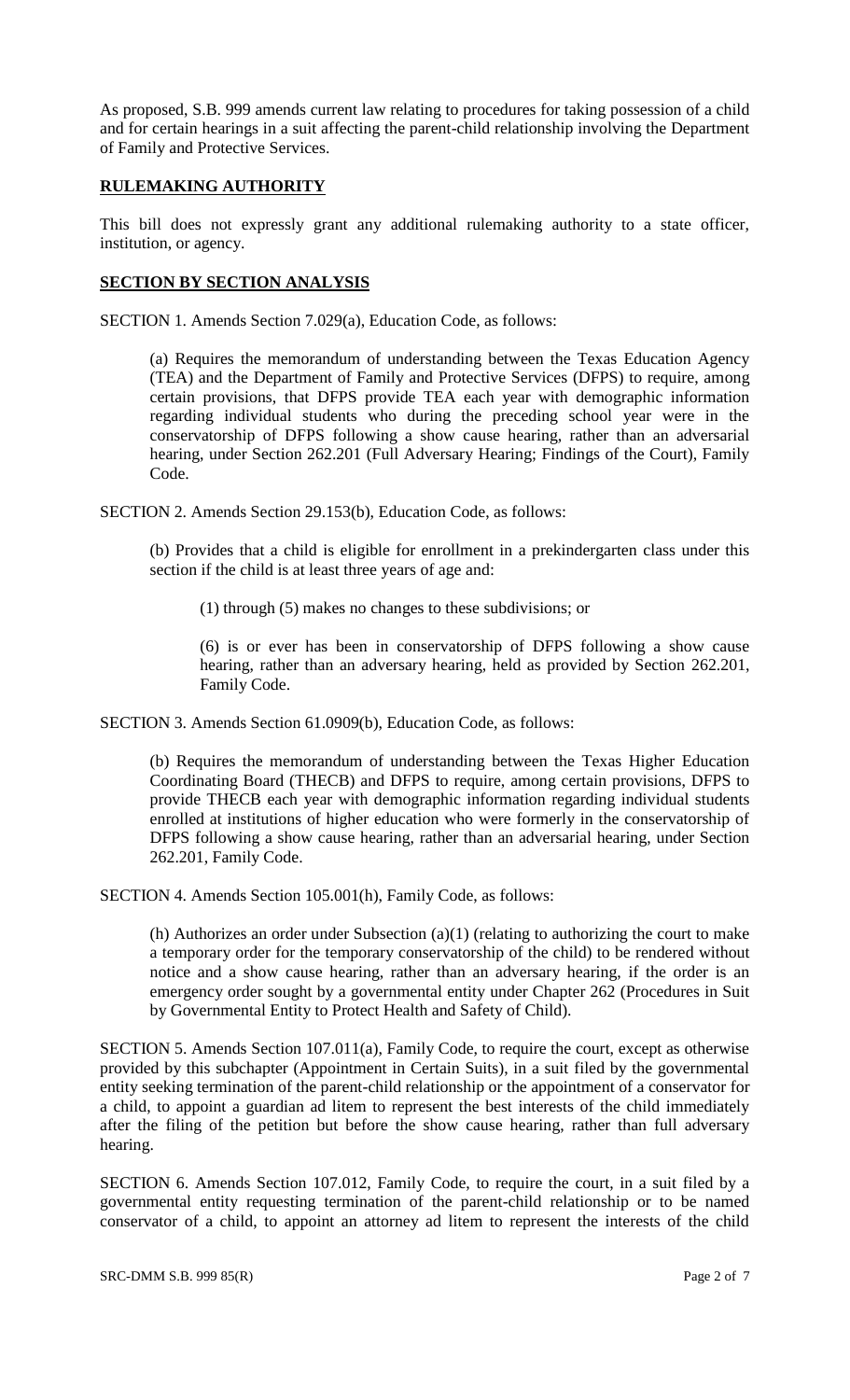As proposed, S.B. 999 amends current law relating to procedures for taking possession of a child and for certain hearings in a suit affecting the parent-child relationship involving the Department of Family and Protective Services.

## RULEMAKING AUTHORITY

This bill does not expressly grant any additional rulemaking authority to a state officer, institution, or agency.

## SECTION BY SECTION ANALYSIS

SECTION 1. Amends Section 7.029(a), Education Code, as follows:

> (a) Requires the memorandum of understanding between the Texas Education Agency (TEA) and the Department of Family and Protective Services (DFPS) to require, among certain provisions, that DFPS provide TEA each year with demographic information regarding individual students who during the preceding school year were in the conservatorship of DFPS following a show cause hearing, rather than an adversarial hearing, under Section 262.201 (Full Adversary Hearing; Findings of the Court), Family Code.

SECTION 2. Amends Section 29.153(b), Education Code, as follows:

> (b) Provides that a child is eligible for enrollment in a prekindergarten class under this section if the child is at least three years of age and:
>
> > (1) through (5) makes no changes to these subdivisions; or
> >
> > (6) is or ever has been in conservatorship of DFPS following a show cause hearing, rather than an adversary hearing, held as provided by Section 262.201, Family Code.

SECTION 3. Amends Section 61.0909(b), Education Code, as follows:

> (b) Requires the memorandum of understanding between the Texas Higher Education Coordinating Board (THECB) and DFPS to require, among certain provisions, DFPS to provide THECB each year with demographic information regarding individual students enrolled at institutions of higher education who were formerly in the conservatorship of DFPS following a show cause hearing, rather than an adversarial hearing, under Section 262.201, Family Code.

SECTION 4. Amends Section 105.001(h), Family Code, as follows:

> (h) Authorizes an order under Subsection (a)(1) (relating to authorizing the court to make a temporary order for the temporary conservatorship of the child) to be rendered without notice and a show cause hearing, rather than an adversary hearing, if the order is an emergency order sought by a governmental entity under Chapter 262 (Procedures in Suit by Governmental Entity to Protect Health and Safety of Child).

SECTION 5. Amends Section 107.011(a), Family Code, to require the court, except as otherwise provided by this subchapter (Appointment in Certain Suits), in a suit filed by the governmental entity seeking termination of the parent-child relationship or the appointment of a conservator for a child, to appoint a guardian ad litem to represent the best interests of the child immediately after the filing of the petition but before the show cause hearing, rather than full adversary hearing.

SECTION 6. Amends Section 107.012, Family Code, to require the court, in a suit filed by a governmental entity requesting termination of the parent-child relationship or to be named conservator of a child, to appoint an attorney ad litem to represent the interests of the child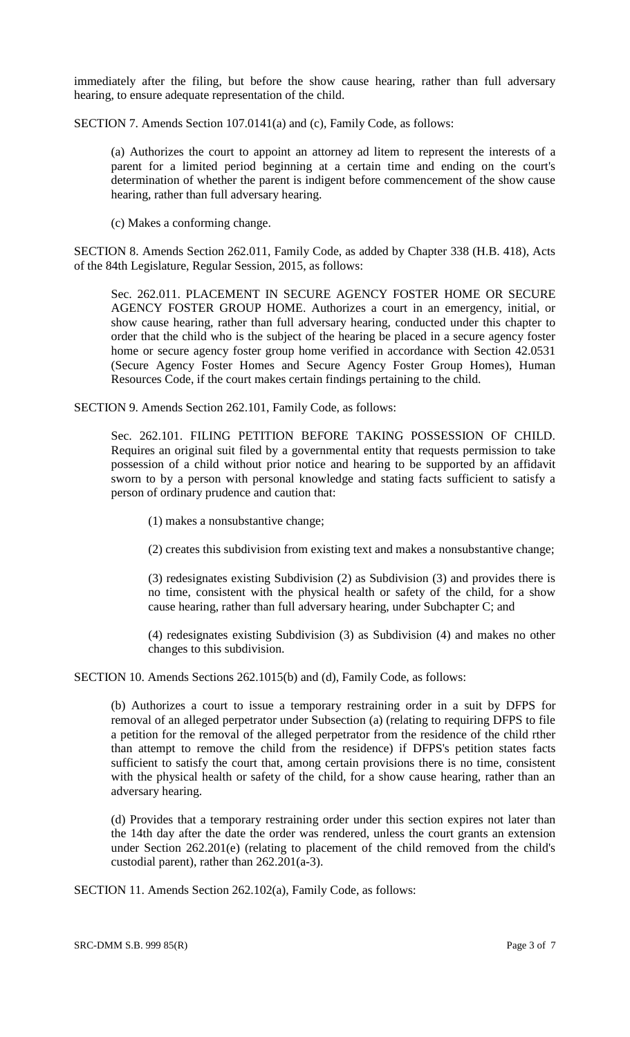immediately after the filing, but before the show cause hearing, rather than full adversary hearing, to ensure adequate representation of the child.

SECTION 7. Amends Section 107.0141(a) and (c), Family Code, as follows:

(a) Authorizes the court to appoint an attorney ad litem to represent the interests of a parent for a limited period beginning at a certain time and ending on the court's determination of whether the parent is indigent before commencement of the show cause hearing, rather than full adversary hearing.

(c) Makes a conforming change.

SECTION 8. Amends Section 262.011, Family Code, as added by Chapter 338 (H.B. 418), Acts of the 84th Legislature, Regular Session, 2015, as follows:

Sec. 262.011. PLACEMENT IN SECURE AGENCY FOSTER HOME OR SECURE AGENCY FOSTER GROUP HOME. Authorizes a court in an emergency, initial, or show cause hearing, rather than full adversary hearing, conducted under this chapter to order that the child who is the subject of the hearing be placed in a secure agency foster home or secure agency foster group home verified in accordance with Section 42.0531 (Secure Agency Foster Homes and Secure Agency Foster Group Homes), Human Resources Code, if the court makes certain findings pertaining to the child.

SECTION 9. Amends Section 262.101, Family Code, as follows:

Sec. 262.101. FILING PETITION BEFORE TAKING POSSESSION OF CHILD. Requires an original suit filed by a governmental entity that requests permission to take possession of a child without prior notice and hearing to be supported by an affidavit sworn to by a person with personal knowledge and stating facts sufficient to satisfy a person of ordinary prudence and caution that:

(1) makes a nonsubstantive change;

(2) creates this subdivision from existing text and makes a nonsubstantive change;

(3) redesignates existing Subdivision (2) as Subdivision (3) and provides there is no time, consistent with the physical health or safety of the child, for a show cause hearing, rather than full adversary hearing, under Subchapter C; and

(4) redesignates existing Subdivision (3) as Subdivision (4) and makes no other changes to this subdivision.

SECTION 10. Amends Sections 262.1015(b) and (d), Family Code, as follows:

(b) Authorizes a court to issue a temporary restraining order in a suit by DFPS for removal of an alleged perpetrator under Subsection (a) (relating to requiring DFPS to file a petition for the removal of the alleged perpetrator from the residence of the child rther than attempt to remove the child from the residence) if DFPS's petition states facts sufficient to satisfy the court that, among certain provisions there is no time, consistent with the physical health or safety of the child, for a show cause hearing, rather than an adversary hearing.

(d) Provides that a temporary restraining order under this section expires not later than the 14th day after the date the order was rendered, unless the court grants an extension under Section 262.201(e) (relating to placement of the child removed from the child's custodial parent), rather than 262.201(a-3).

SECTION 11. Amends Section 262.102(a), Family Code, as follows: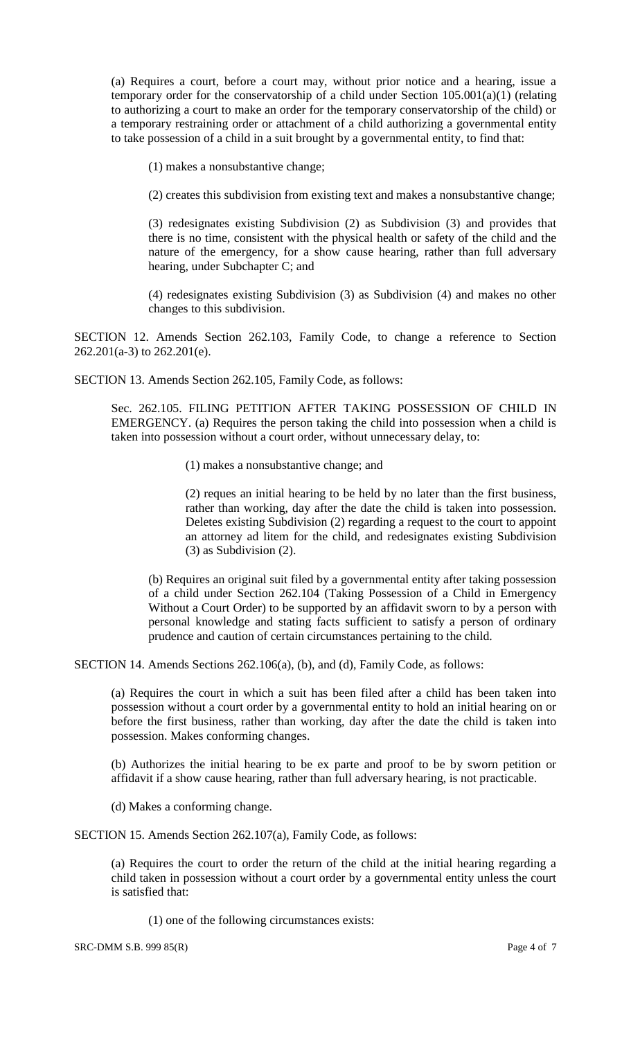(a) Requires a court, before a court may, without prior notice and a hearing, issue a temporary order for the conservatorship of a child under Section 105.001(a)(1) (relating to authorizing a court to make an order for the temporary conservatorship of the child) or a temporary restraining order or attachment of a child authorizing a governmental entity to take possession of a child in a suit brought by a governmental entity, to find that:

(1) makes a nonsubstantive change;

(2) creates this subdivision from existing text and makes a nonsubstantive change;

(3) redesignates existing Subdivision (2) as Subdivision (3) and provides that there is no time, consistent with the physical health or safety of the child and the nature of the emergency, for a show cause hearing, rather than full adversary hearing, under Subchapter C; and

(4) redesignates existing Subdivision (3) as Subdivision (4) and makes no other changes to this subdivision.

SECTION 12. Amends Section 262.103, Family Code, to change a reference to Section 262.201(a-3) to 262.201(e).

SECTION 13. Amends Section 262.105, Family Code, as follows:

Sec. 262.105. FILING PETITION AFTER TAKING POSSESSION OF CHILD IN EMERGENCY. (a) Requires the person taking the child into possession when a child is taken into possession without a court order, without unnecessary delay, to:

(1) makes a nonsubstantive change; and

(2) reques an initial hearing to be held by no later than the first business, rather than working, day after the date the child is taken into possession. Deletes existing Subdivision (2) regarding a request to the court to appoint an attorney ad litem for the child, and redesignates existing Subdivision (3) as Subdivision (2).

(b) Requires an original suit filed by a governmental entity after taking possession of a child under Section 262.104 (Taking Possession of a Child in Emergency Without a Court Order) to be supported by an affidavit sworn to by a person with personal knowledge and stating facts sufficient to satisfy a person of ordinary prudence and caution of certain circumstances pertaining to the child.

SECTION 14. Amends Sections 262.106(a), (b), and (d), Family Code, as follows:

(a) Requires the court in which a suit has been filed after a child has been taken into possession without a court order by a governmental entity to hold an initial hearing on or before the first business, rather than working, day after the date the child is taken into possession. Makes conforming changes.

(b) Authorizes the initial hearing to be ex parte and proof to be by sworn petition or affidavit if a show cause hearing, rather than full adversary hearing, is not practicable.

(d) Makes a conforming change.

SECTION 15. Amends Section 262.107(a), Family Code, as follows:

(a) Requires the court to order the return of the child at the initial hearing regarding a child taken in possession without a court order by a governmental entity unless the court is satisfied that:

(1) one of the following circumstances exists: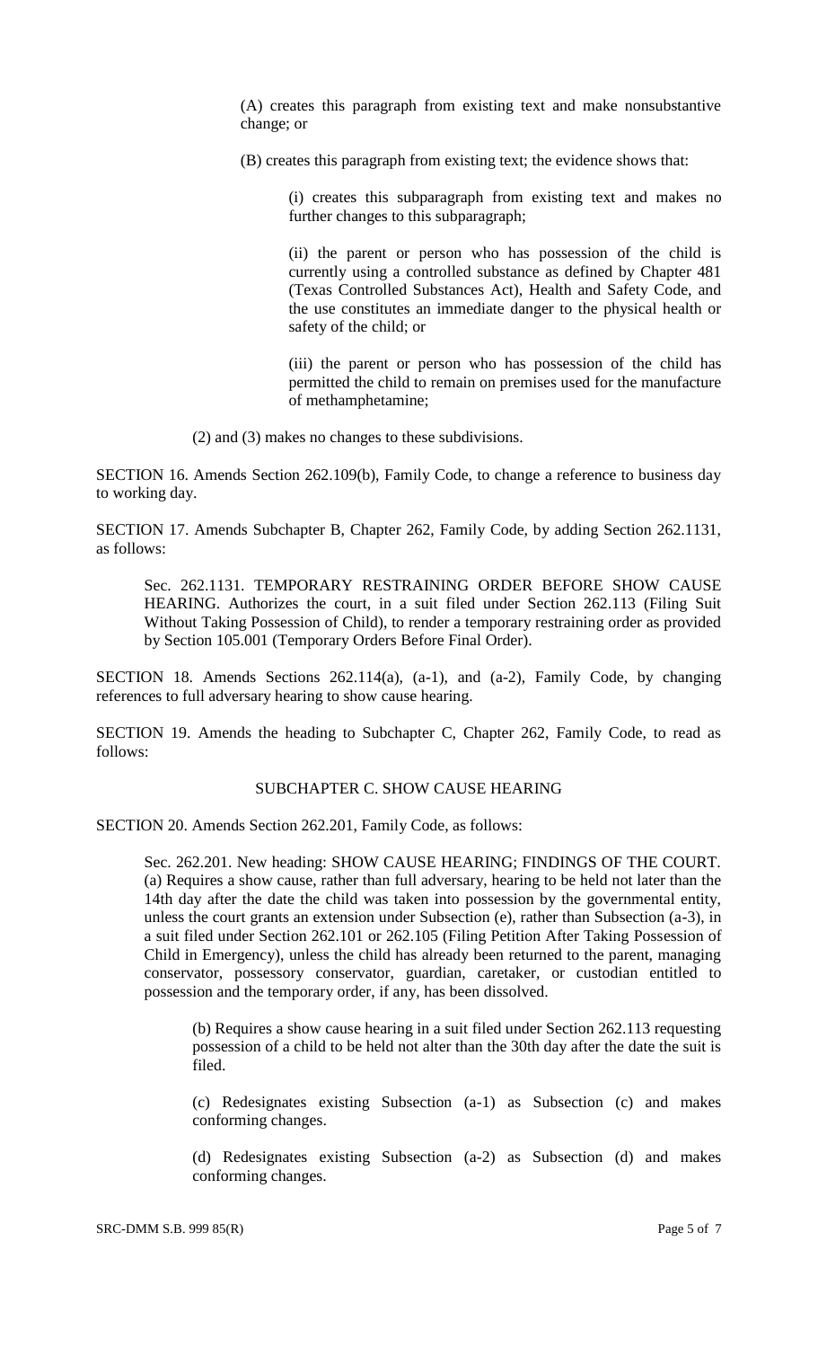(A) creates this paragraph from existing text and make nonsubstantive change; or

(B) creates this paragraph from existing text; the evidence shows that:

(i) creates this subparagraph from existing text and makes no further changes to this subparagraph;

(ii) the parent or person who has possession of the child is currently using a controlled substance as defined by Chapter 481 (Texas Controlled Substances Act), Health and Safety Code, and the use constitutes an immediate danger to the physical health or safety of the child; or

(iii) the parent or person who has possession of the child has permitted the child to remain on premises used for the manufacture of methamphetamine;

(2) and (3) makes no changes to these subdivisions.

SECTION 16. Amends Section 262.109(b), Family Code, to change a reference to business day to working day.

SECTION 17. Amends Subchapter B, Chapter 262, Family Code, by adding Section 262.1131, as follows:

Sec. 262.1131. TEMPORARY RESTRAINING ORDER BEFORE SHOW CAUSE HEARING. Authorizes the court, in a suit filed under Section 262.113 (Filing Suit Without Taking Possession of Child), to render a temporary restraining order as provided by Section 105.001 (Temporary Orders Before Final Order).

SECTION 18. Amends Sections 262.114(a), (a-1), and (a-2), Family Code, by changing references to full adversary hearing to show cause hearing.

SECTION 19. Amends the heading to Subchapter C, Chapter 262, Family Code, to read as follows:

SUBCHAPTER C. SHOW CAUSE HEARING

SECTION 20. Amends Section 262.201, Family Code, as follows:

Sec. 262.201. New heading: SHOW CAUSE HEARING; FINDINGS OF THE COURT. (a) Requires a show cause, rather than full adversary, hearing to be held not later than the 14th day after the date the child was taken into possession by the governmental entity, unless the court grants an extension under Subsection (e), rather than Subsection (a-3), in a suit filed under Section 262.101 or 262.105 (Filing Petition After Taking Possession of Child in Emergency), unless the child has already been returned to the parent, managing conservator, possessory conservator, guardian, caretaker, or custodian entitled to possession and the temporary order, if any, has been dissolved.

(b) Requires a show cause hearing in a suit filed under Section 262.113 requesting possession of a child to be held not alter than the 30th day after the date the suit is filed.

(c) Redesignates existing Subsection (a-1) as Subsection (c) and makes conforming changes.

(d) Redesignates existing Subsection (a-2) as Subsection (d) and makes conforming changes.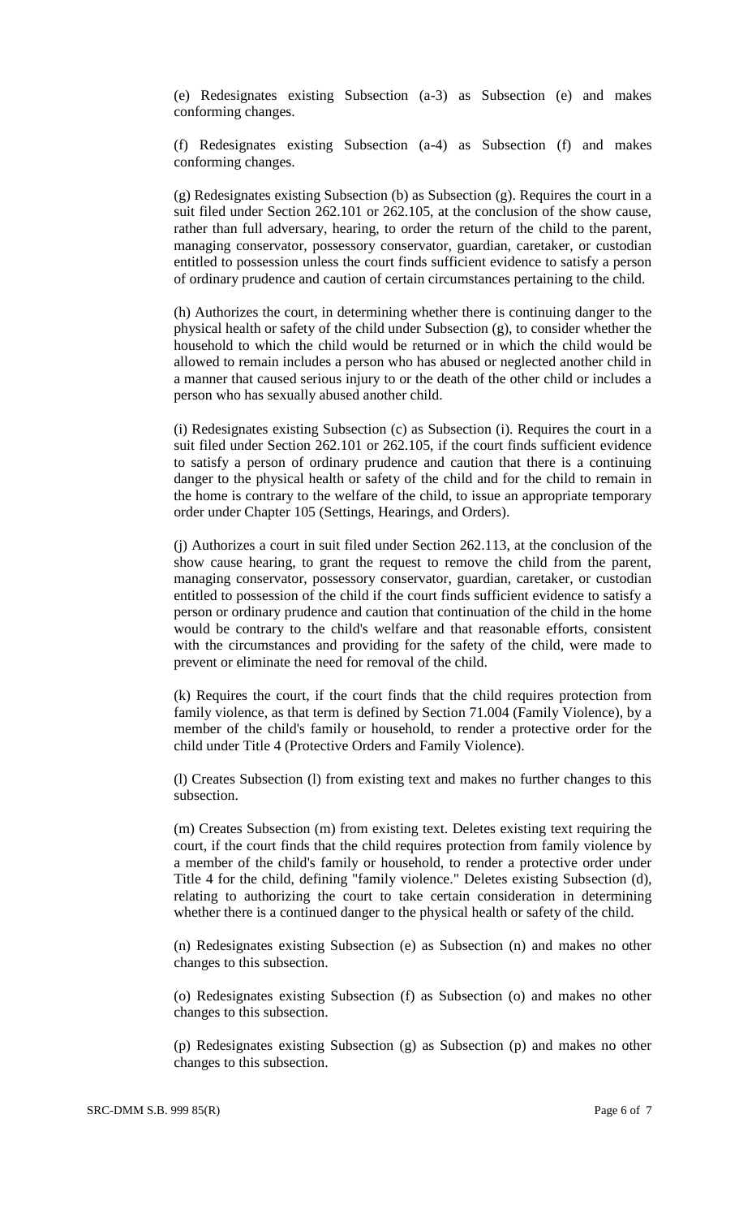(e) Redesignates existing Subsection (a-3) as Subsection (e) and makes conforming changes.

(f) Redesignates existing Subsection (a-4) as Subsection (f) and makes conforming changes.

(g) Redesignates existing Subsection (b) as Subsection (g). Requires the court in a suit filed under Section 262.101 or 262.105, at the conclusion of the show cause, rather than full adversary, hearing, to order the return of the child to the parent, managing conservator, possessory conservator, guardian, caretaker, or custodian entitled to possession unless the court finds sufficient evidence to satisfy a person of ordinary prudence and caution of certain circumstances pertaining to the child.

(h) Authorizes the court, in determining whether there is continuing danger to the physical health or safety of the child under Subsection (g), to consider whether the household to which the child would be returned or in which the child would be allowed to remain includes a person who has abused or neglected another child in a manner that caused serious injury to or the death of the other child or includes a person who has sexually abused another child.

(i) Redesignates existing Subsection (c) as Subsection (i). Requires the court in a suit filed under Section 262.101 or 262.105, if the court finds sufficient evidence to satisfy a person of ordinary prudence and caution that there is a continuing danger to the physical health or safety of the child and for the child to remain in the home is contrary to the welfare of the child, to issue an appropriate temporary order under Chapter 105 (Settings, Hearings, and Orders).

(j) Authorizes a court in suit filed under Section 262.113, at the conclusion of the show cause hearing, to grant the request to remove the child from the parent, managing conservator, possessory conservator, guardian, caretaker, or custodian entitled to possession of the child if the court finds sufficient evidence to satisfy a person or ordinary prudence and caution that continuation of the child in the home would be contrary to the child's welfare and that reasonable efforts, consistent with the circumstances and providing for the safety of the child, were made to prevent or eliminate the need for removal of the child.

(k) Requires the court, if the court finds that the child requires protection from family violence, as that term is defined by Section 71.004 (Family Violence), by a member of the child's family or household, to render a protective order for the child under Title 4 (Protective Orders and Family Violence).

(l) Creates Subsection (l) from existing text and makes no further changes to this subsection.

(m) Creates Subsection (m) from existing text. Deletes existing text requiring the court, if the court finds that the child requires protection from family violence by a member of the child's family or household, to render a protective order under Title 4 for the child, defining "family violence." Deletes existing Subsection (d), relating to authorizing the court to take certain consideration in determining whether there is a continued danger to the physical health or safety of the child.

(n) Redesignates existing Subsection (e) as Subsection (n) and makes no other changes to this subsection.

(o) Redesignates existing Subsection (f) as Subsection (o) and makes no other changes to this subsection.

(p) Redesignates existing Subsection (g) as Subsection (p) and makes no other changes to this subsection.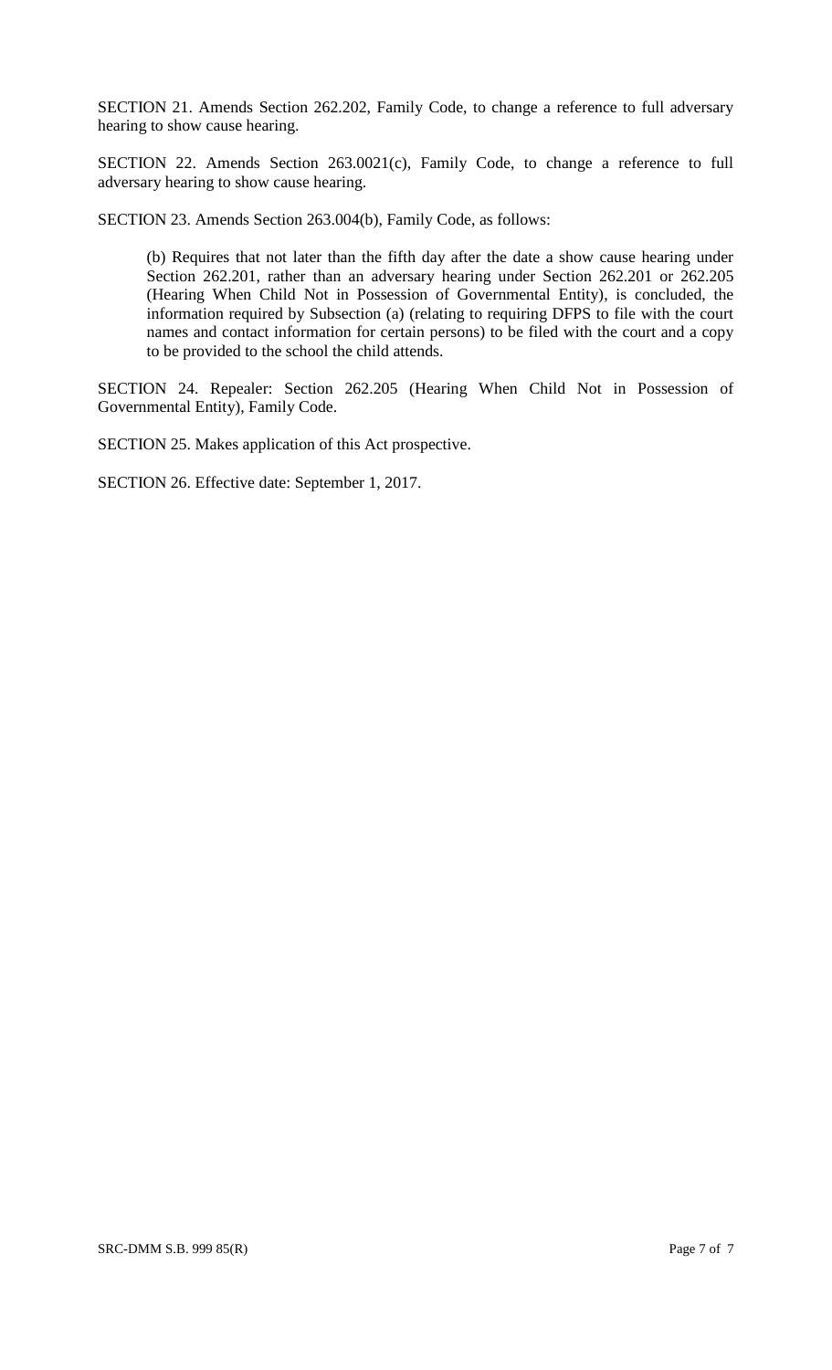SECTION 21. Amends Section 262.202, Family Code, to change a reference to full adversary hearing to show cause hearing.

SECTION 22. Amends Section 263.0021(c), Family Code, to change a reference to full adversary hearing to show cause hearing.

SECTION 23. Amends Section 263.004(b), Family Code, as follows:

> (b) Requires that not later than the fifth day after the date a show cause hearing under Section 262.201, rather than an adversary hearing under Section 262.201 or 262.205 (Hearing When Child Not in Possession of Governmental Entity), is concluded, the information required by Subsection (a) (relating to requiring DFPS to file with the court names and contact information for certain persons) to be filed with the court and a copy to be provided to the school the child attends.

SECTION 24. Repealer: Section 262.205 (Hearing When Child Not in Possession of Governmental Entity), Family Code.

SECTION 25. Makes application of this Act prospective.

SECTION 26. Effective date: September 1, 2017.

SRC-DMM S.B. 999 85(R)